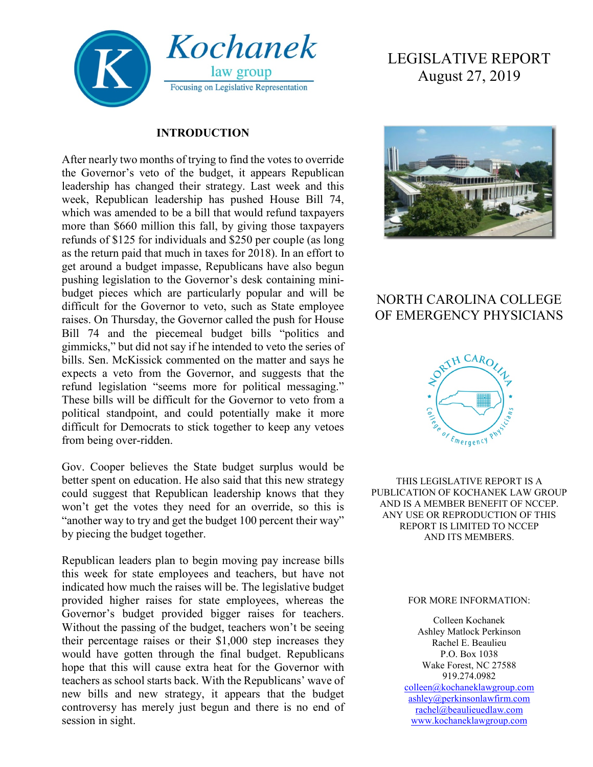Kochanek law group

Focusing on Legislative Representation

# LEGISLATIVE REPORT
August 27, 2019

## NORTH CAROLINA COLLEGE OF EMERGENCY PHYSICIANS

THIS LEGISLATIVE REPORT IS A PUBLICATION OF KOCHANEK LAW GROUP AND IS A MEMBER BENEFIT OF NCCEP. ANY USE OR REPRODUCTION OF THIS REPORT IS LIMITED TO NCCEP AND ITS MEMBERS.

FOR MORE INFORMATION:

Colleen Kochanek
Ashley Matlock Perkinson
Rachel E. Beaulieu
P.O. Box 1038
Wake Forest, NC 27588
919.274.0982
colleen@kochaneklawgroup.com
ashley@perkinsonlawfirm.com
rachel@beaulieuedlaw.com
www.kochaneklawgroup.com

## INTRODUCTION

After nearly two months of trying to find the votes to override the Governor's veto of the budget, it appears Republican leadership has changed their strategy. Last week and this week, Republican leadership has pushed House Bill 74, which was amended to be a bill that would refund taxpayers more than $660 million this fall, by giving those taxpayers refunds of $125 for individuals and $250 per couple (as long as the return paid that much in taxes for 2018). In an effort to get around a budget impasse, Republicans have also begun pushing legislation to the Governor's desk containing mini-budget pieces which are particularly popular and will be difficult for the Governor to veto, such as State employee raises. On Thursday, the Governor called the push for House Bill 74 and the piecemeal budget bills "politics and gimmicks," but did not say if he intended to veto the series of bills. Sen. McKissick commented on the matter and says he expects a veto from the Governor, and suggests that the refund legislation "seems more for political messaging." These bills will be difficult for the Governor to veto from a political standpoint, and could potentially make it more difficult for Democrats to stick together to keep any vetoes from being over-ridden.

Gov. Cooper believes the State budget surplus would be better spent on education. He also said that this new strategy could suggest that Republican leadership knows that they won't get the votes they need for an override, so this is "another way to try and get the budget 100 percent their way" by piecing the budget together.

Republican leaders plan to begin moving pay increase bills this week for state employees and teachers, but have not indicated how much the raises will be. The legislative budget provided higher raises for state employees, whereas the Governor's budget provided bigger raises for teachers. Without the passing of the budget, teachers won't be seeing their percentage raises or their $1,000 step increases they would have gotten through the final budget. Republicans hope that this will cause extra heat for the Governor with teachers as school starts back. With the Republicans' wave of new bills and new strategy, it appears that the budget controversy has merely just begun and there is no end of session in sight.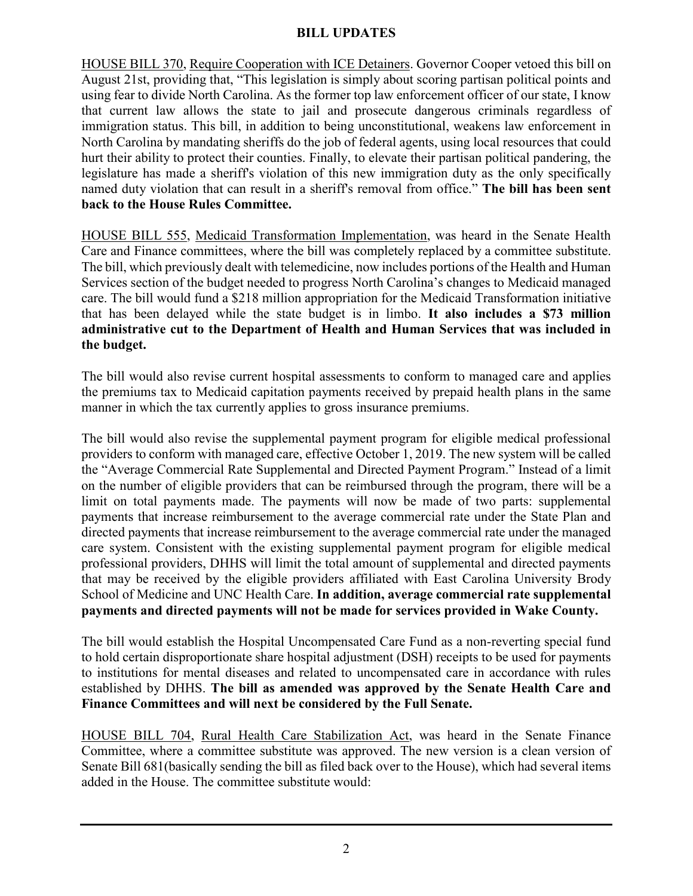## BILL UPDATES

HOUSE BILL 370, Require Cooperation with ICE Detainers. Governor Cooper vetoed this bill on August 21st, providing that, "This legislation is simply about scoring partisan political points and using fear to divide North Carolina. As the former top law enforcement officer of our state, I know that current law allows the state to jail and prosecute dangerous criminals regardless of immigration status. This bill, in addition to being unconstitutional, weakens law enforcement in North Carolina by mandating sheriffs do the job of federal agents, using local resources that could hurt their ability to protect their counties. Finally, to elevate their partisan political pandering, the legislature has made a sheriff's violation of this new immigration duty as the only specifically named duty violation that can result in a sheriff's removal from office." **The bill has been sent back to the House Rules Committee.**

HOUSE BILL 555, Medicaid Transformation Implementation, was heard in the Senate Health Care and Finance committees, where the bill was completely replaced by a committee substitute. The bill, which previously dealt with telemedicine, now includes portions of the Health and Human Services section of the budget needed to progress North Carolina's changes to Medicaid managed care. The bill would fund a $218 million appropriation for the Medicaid Transformation initiative that has been delayed while the state budget is in limbo. **It also includes a $73 million administrative cut to the Department of Health and Human Services that was included in the budget.**

The bill would also revise current hospital assessments to conform to managed care and applies the premiums tax to Medicaid capitation payments received by prepaid health plans in the same manner in which the tax currently applies to gross insurance premiums.

The bill would also revise the supplemental payment program for eligible medical professional providers to conform with managed care, effective October 1, 2019. The new system will be called the "Average Commercial Rate Supplemental and Directed Payment Program." Instead of a limit on the number of eligible providers that can be reimbursed through the program, there will be a limit on total payments made. The payments will now be made of two parts: supplemental payments that increase reimbursement to the average commercial rate under the State Plan and directed payments that increase reimbursement to the average commercial rate under the managed care system. Consistent with the existing supplemental payment program for eligible medical professional providers, DHHS will limit the total amount of supplemental and directed payments that may be received by the eligible providers affiliated with East Carolina University Brody School of Medicine and UNC Health Care. **In addition, average commercial rate supplemental payments and directed payments will not be made for services provided in Wake County.**

The bill would establish the Hospital Uncompensated Care Fund as a non-reverting special fund to hold certain disproportionate share hospital adjustment (DSH) receipts to be used for payments to institutions for mental diseases and related to uncompensated care in accordance with rules established by DHHS. **The bill as amended was approved by the Senate Health Care and Finance Committees and will next be considered by the Full Senate.**

HOUSE BILL 704, Rural Health Care Stabilization Act, was heard in the Senate Finance Committee, where a committee substitute was approved. The new version is a clean version of Senate Bill 681(basically sending the bill as filed back over to the House), which had several items added in the House. The committee substitute would: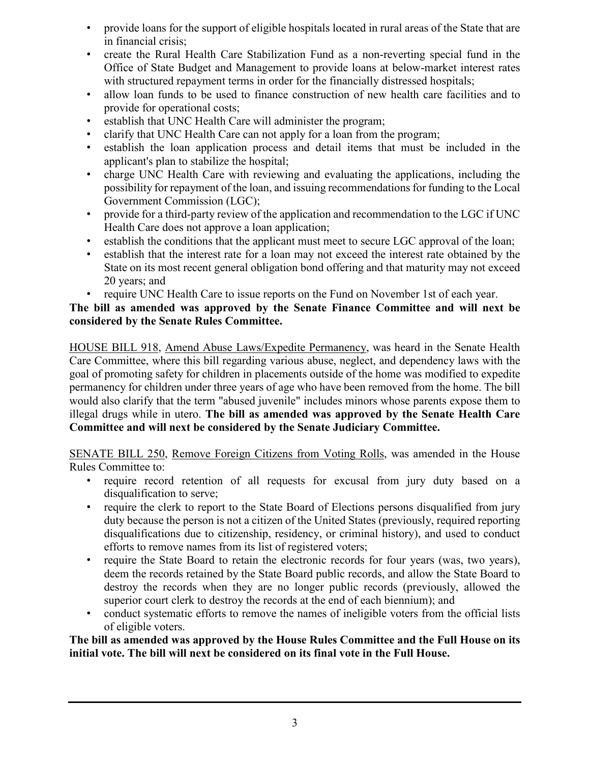- provide loans for the support of eligible hospitals located in rural areas of the State that are in financial crisis;
- create the Rural Health Care Stabilization Fund as a non-reverting special fund in the Office of State Budget and Management to provide loans at below-market interest rates with structured repayment terms in order for the financially distressed hospitals;
- allow loan funds to be used to finance construction of new health care facilities and to provide for operational costs;
- establish that UNC Health Care will administer the program;
- clarify that UNC Health Care can not apply for a loan from the program;
- establish the loan application process and detail items that must be included in the applicant's plan to stabilize the hospital;
- charge UNC Health Care with reviewing and evaluating the applications, including the possibility for repayment of the loan, and issuing recommendations for funding to the Local Government Commission (LGC);
- provide for a third-party review of the application and recommendation to the LGC if UNC Health Care does not approve a loan application;
- establish the conditions that the applicant must meet to secure LGC approval of the loan;
- establish that the interest rate for a loan may not exceed the interest rate obtained by the State on its most recent general obligation bond offering and that maturity may not exceed 20 years; and
- require UNC Health Care to issue reports on the Fund on November 1st of each year.

**The bill as amended was approved by the Senate Finance Committee and will next be considered by the Senate Rules Committee.**

HOUSE BILL 918, Amend Abuse Laws/Expedite Permanency, was heard in the Senate Health Care Committee, where this bill regarding various abuse, neglect, and dependency laws with the goal of promoting safety for children in placements outside of the home was modified to expedite permanency for children under three years of age who have been removed from the home. The bill would also clarify that the term "abused juvenile" includes minors whose parents expose them to illegal drugs while in utero. **The bill as amended was approved by the Senate Health Care Committee and will next be considered by the Senate Judiciary Committee.**

SENATE BILL 250, Remove Foreign Citizens from Voting Rolls, was amended in the House Rules Committee to:

- require record retention of all requests for excusal from jury duty based on a disqualification to serve;
- require the clerk to report to the State Board of Elections persons disqualified from jury duty because the person is not a citizen of the United States (previously, required reporting disqualifications due to citizenship, residency, or criminal history), and used to conduct efforts to remove names from its list of registered voters;
- require the State Board to retain the electronic records for four years (was, two years), deem the records retained by the State Board public records, and allow the State Board to destroy the records when they are no longer public records (previously, allowed the superior court clerk to destroy the records at the end of each biennium); and
- conduct systematic efforts to remove the names of ineligible voters from the official lists of eligible voters.

**The bill as amended was approved by the House Rules Committee and the Full House on its initial vote. The bill will next be considered on its final vote in the Full House.**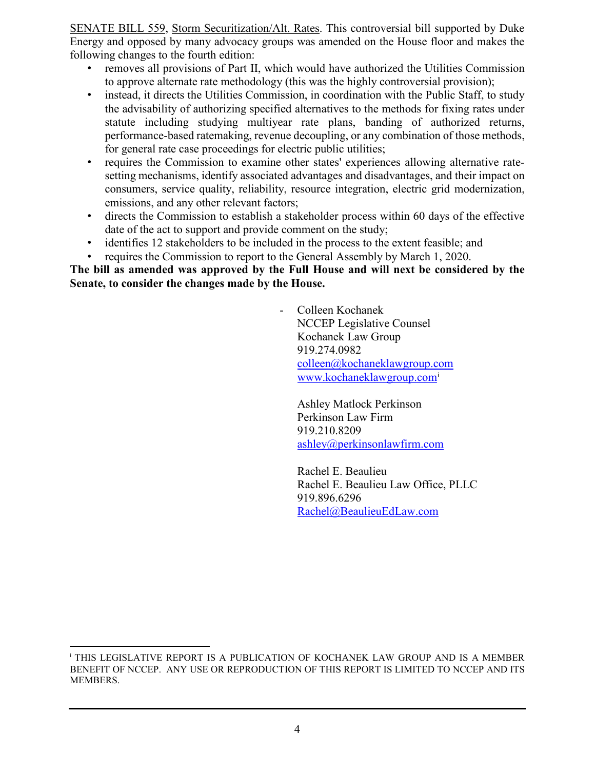SENATE BILL 559, Storm Securitization/Alt. Rates. This controversial bill supported by Duke Energy and opposed by many advocacy groups was amended on the House floor and makes the following changes to the fourth edition:

- removes all provisions of Part II, which would have authorized the Utilities Commission to approve alternate rate methodology (this was the highly controversial provision);
- instead, it directs the Utilities Commission, in coordination with the Public Staff, to study the advisability of authorizing specified alternatives to the methods for fixing rates under statute including studying multiyear rate plans, banding of authorized returns, performance-based ratemaking, revenue decoupling, or any combination of those methods, for general rate case proceedings for electric public utilities;
- requires the Commission to examine other states' experiences allowing alternative rate-setting mechanisms, identify associated advantages and disadvantages, and their impact on consumers, service quality, reliability, resource integration, electric grid modernization, emissions, and any other relevant factors;
- directs the Commission to establish a stakeholder process within 60 days of the effective date of the act to support and provide comment on the study;
- identifies 12 stakeholders to be included in the process to the extent feasible; and
- requires the Commission to report to the General Assembly by March 1, 2020.

**The bill as amended was approved by the Full House and will next be considered by the Senate, to consider the changes made by the House.**

\- Colleen Kochanek
NCCEP Legislative Counsel
Kochanek Law Group
919.274.0982
colleen@kochaneklawgroup.com
www.kochaneklawgroup.com[i]

Ashley Matlock Perkinson
Perkinson Law Firm
919.210.8209
ashley@perkinsonlawfirm.com

Rachel E. Beaulieu
Rachel E. Beaulieu Law Office, PLLC
919.896.6296
Rachel@BeaulieuEdLaw.com

---

[i] THIS LEGISLATIVE REPORT IS A PUBLICATION OF KOCHANEK LAW GROUP AND IS A MEMBER BENEFIT OF NCCEP. ANY USE OR REPRODUCTION OF THIS REPORT IS LIMITED TO NCCEP AND ITS MEMBERS.